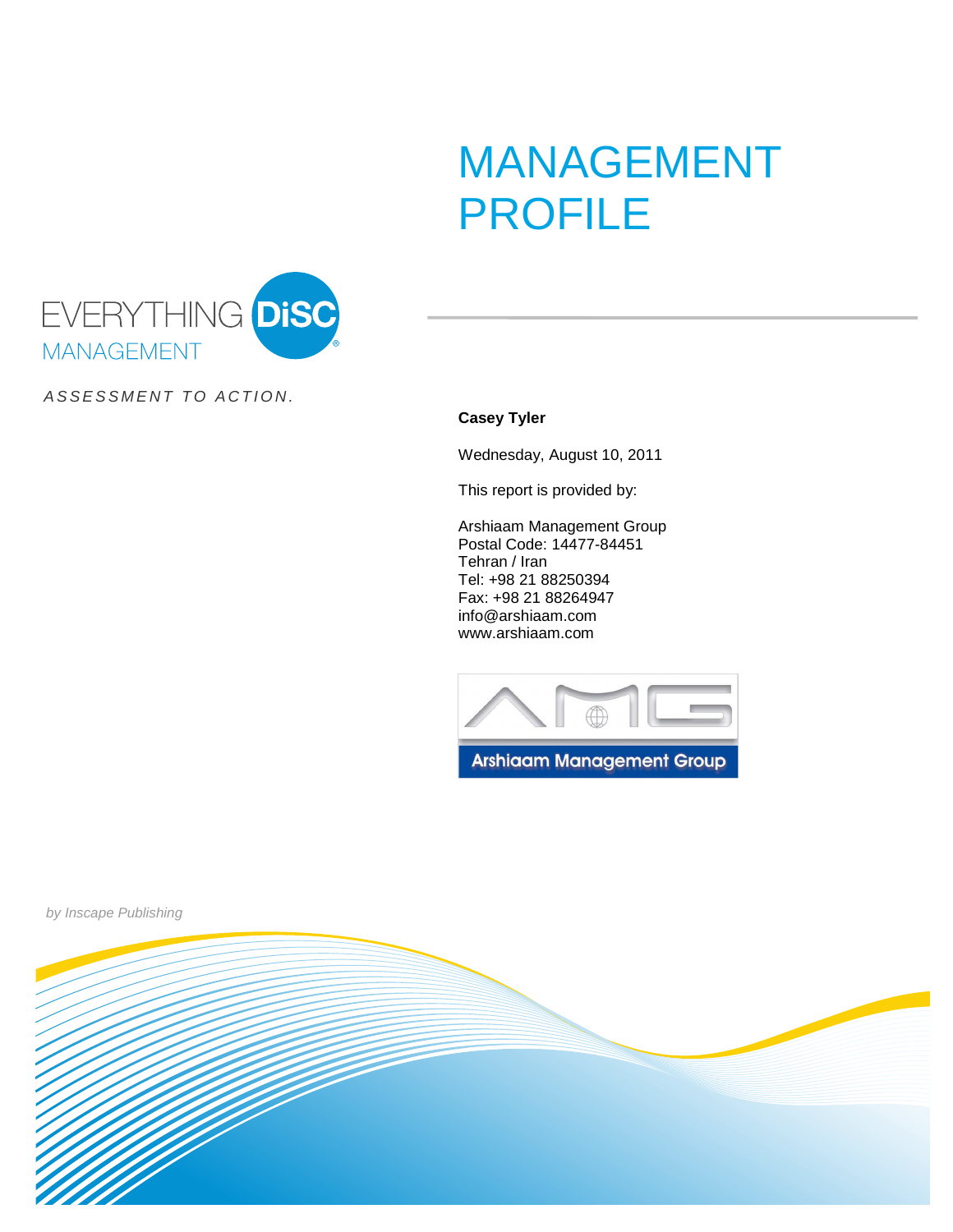# MANAGEMENT PROFILE

EVERYTHING DiSC® MANAGEMENT

*ASSESSMENT TO ACTION.*

**Casey Tyler**

Wednesday, August 10, 2011

This report is provided by:

Arshiaam Management Group
Postal Code: 14477-84451
Tehran / Iran
Tel: +98 21 88250394
Fax: +98 21 88264947
info@arshiaam.com
www.arshiaam.com

Arshiaam Management Group

*by Inscape Publishing*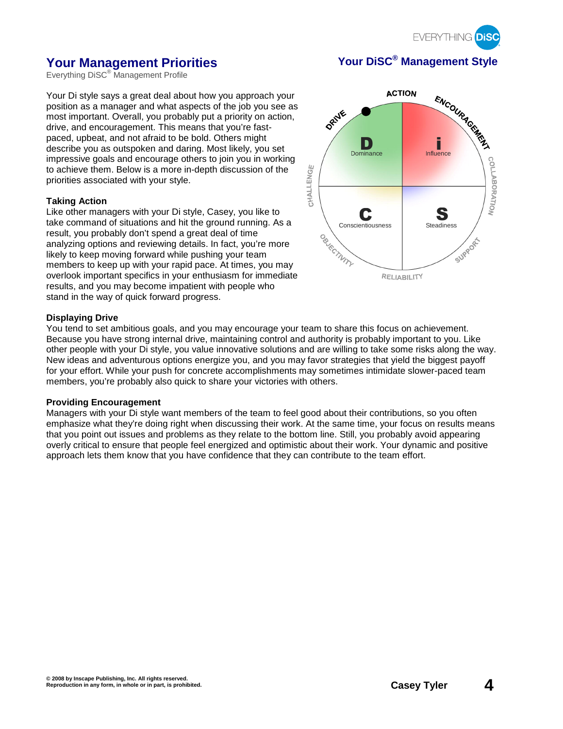# Your Management Priorities

Everything DiSC® Management Profile

## Your DiSC® Management Style

ACTION

DRIVE

ENCOURAGEMENT

D Dominance

i Influence

CHALLENGE

COLLABORATION

C Conscientiousness

S Steadiness

OBJECTIVITY

SUPPORT

RELIABILITY

Your Di style says a great deal about how you approach your position as a manager and what aspects of the job you see as most important. Overall, you probably put a priority on action, drive, and encouragement. This means that you're fast-paced, upbeat, and not afraid to be bold. Others might describe you as outspoken and daring. Most likely, you set impressive goals and encourage others to join you in working to achieve them. Below is a more in-depth discussion of the priorities associated with your style.

### Taking Action

Like other managers with your Di style, Casey, you like to take command of situations and hit the ground running. As a result, you probably don't spend a great deal of time analyzing options and reviewing details. In fact, you're more likely to keep moving forward while pushing your team members to keep up with your rapid pace. At times, you may overlook important specifics in your enthusiasm for immediate results, and you may become impatient with people who stand in the way of quick forward progress.

### Displaying Drive

You tend to set ambitious goals, and you may encourage your team to share this focus on achievement. Because you have strong internal drive, maintaining control and authority is probably important to you. Like other people with your Di style, you value innovative solutions and are willing to take some risks along the way. New ideas and adventurous options energize you, and you may favor strategies that yield the biggest payoff for your effort. While your push for concrete accomplishments may sometimes intimidate slower-paced team members, you're probably also quick to share your victories with others.

### Providing Encouragement

Managers with your Di style want members of the team to feel good about their contributions, so you often emphasize what they're doing right when discussing their work. At the same time, your focus on results means that you point out issues and problems as they relate to the bottom line. Still, you probably avoid appearing overly critical to ensure that people feel energized and optimistic about their work. Your dynamic and positive approach lets them know that you have confidence that they can contribute to the team effort.

© 2008 by Inscape Publishing, Inc. All rights reserved.
Reproduction in any form, in whole or in part, is prohibited.

Casey Tyler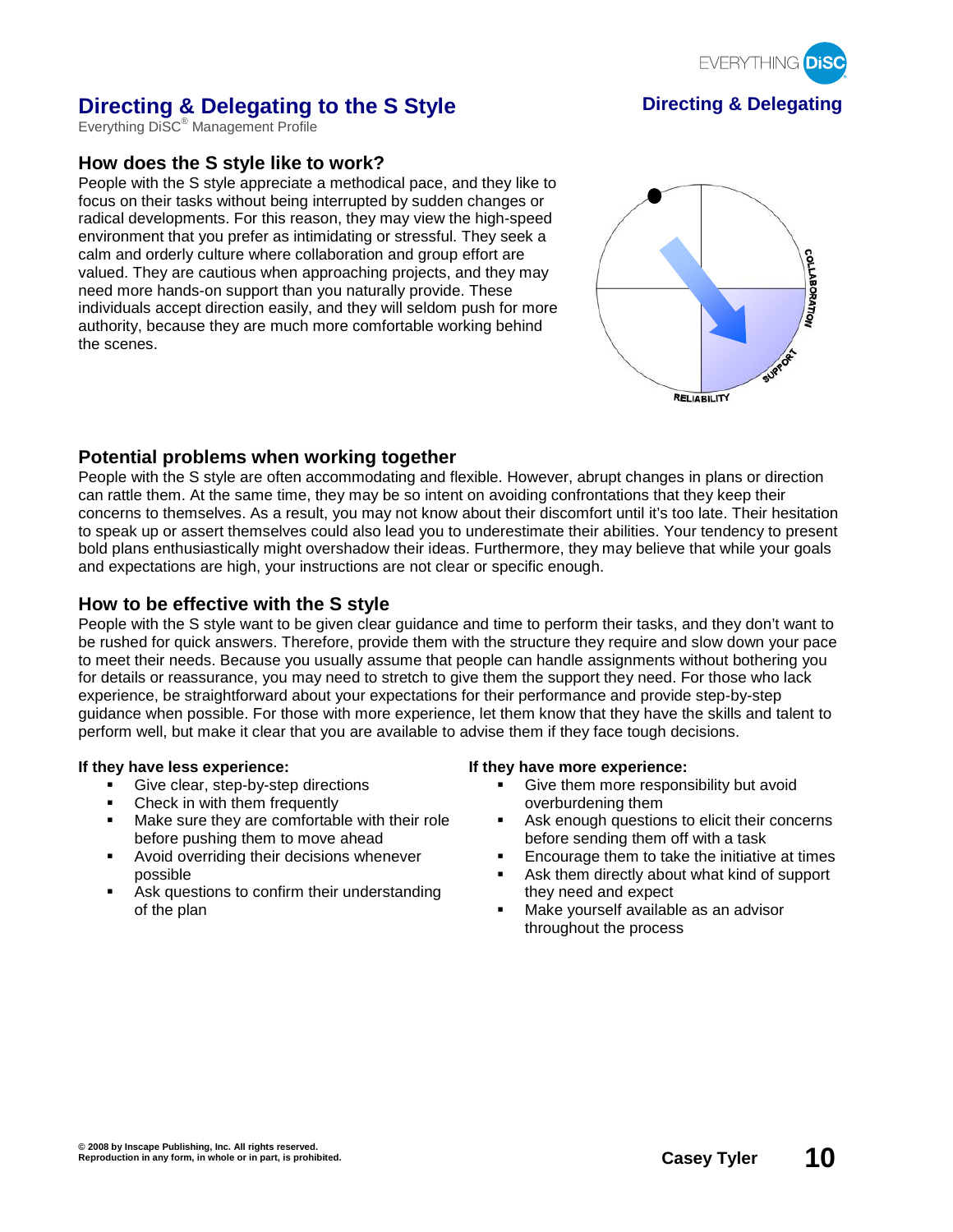# Directing & Delegating to the S Style

Everything DiSC® Management Profile

## How does the S style like to work?

People with the S style appreciate a methodical pace, and they like to focus on their tasks without being interrupted by sudden changes or radical developments. For this reason, they may view the high-speed environment that you prefer as intimidating or stressful. They seek a calm and orderly culture where collaboration and group effort are valued. They are cautious when approaching projects, and they may need more hands-on support than you naturally provide. These individuals accept direction easily, and they will seldom push for more authority, because they are much more comfortable working behind the scenes.

COLLABORATION

SUPPORT

RELIABILITY

## Potential problems when working together

People with the S style are often accommodating and flexible. However, abrupt changes in plans or direction can rattle them. At the same time, they may be so intent on avoiding confrontations that they keep their concerns to themselves. As a result, you may not know about their discomfort until it's too late. Their hesitation to speak up or assert themselves could also lead you to underestimate their abilities. Your tendency to present bold plans enthusiastically might overshadow their ideas. Furthermore, they may believe that while your goals and expectations are high, your instructions are not clear or specific enough.

## How to be effective with the S style

People with the S style want to be given clear guidance and time to perform their tasks, and they don't want to be rushed for quick answers. Therefore, provide them with the structure they require and slow down your pace to meet their needs. Because you usually assume that people can handle assignments without bothering you for details or reassurance, you may need to stretch to give them the support they need. For those who lack experience, be straightforward about your expectations for their performance and provide step-by-step guidance when possible. For those with more experience, let them know that they have the skills and talent to perform well, but make it clear that you are available to advise them if they face tough decisions.

**If they have less experience:**

- Give clear, step-by-step directions
- Check in with them frequently
- Make sure they are comfortable with their role before pushing them to move ahead
- Avoid overriding their decisions whenever possible
- Ask questions to confirm their understanding of the plan

**If they have more experience:**

- Give them more responsibility but avoid overburdening them
- Ask enough questions to elicit their concerns before sending them off with a task
- Encourage them to take the initiative at times
- Ask them directly about what kind of support they need and expect
- Make yourself available as an advisor throughout the process

© 2008 by Inscape Publishing, Inc. All rights reserved.
Reproduction in any form, in whole or in part, is prohibited.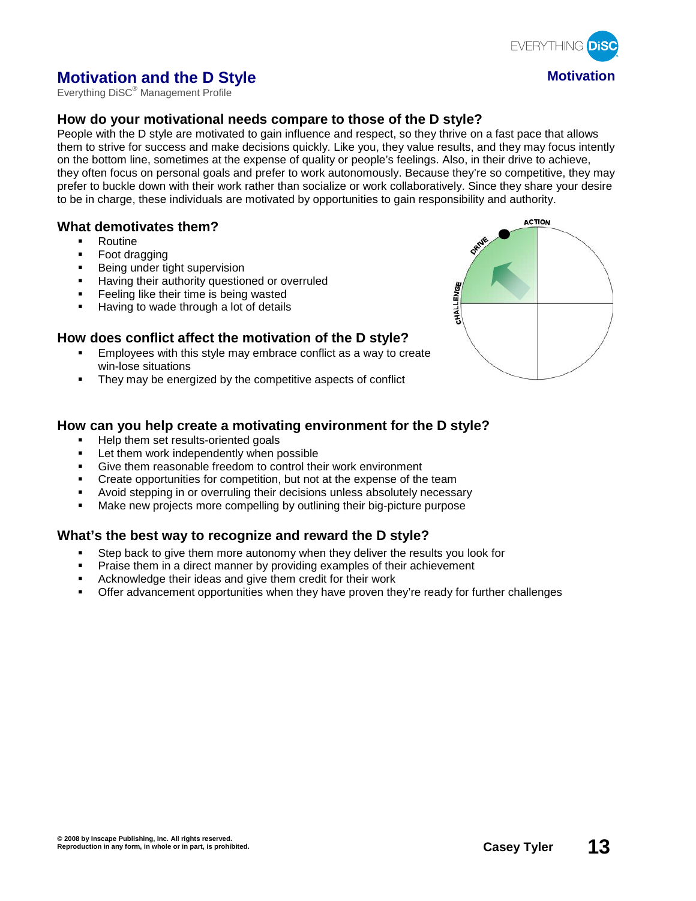# Motivation and the D Style

Everything DiSC® Management Profile

## How do your motivational needs compare to those of the D style?

People with the D style are motivated to gain influence and respect, so they thrive on a fast pace that allows them to strive for success and make decisions quickly. Like you, they value results, and they may focus intently on the bottom line, sometimes at the expense of quality or people's feelings. Also, in their drive to achieve, they often focus on personal goals and prefer to work autonomously. Because they're so competitive, they may prefer to buckle down with their work rather than socialize or work collaboratively. Since they share your desire to be in charge, these individuals are motivated by opportunities to gain responsibility and authority.

## What demotivates them?

- Routine
- Foot dragging
- Being under tight supervision
- Having their authority questioned or overruled
- Feeling like their time is being wasted
- Having to wade through a lot of details

## How does conflict affect the motivation of the D style?

- Employees with this style may embrace conflict as a way to create win-lose situations
- They may be energized by the competitive aspects of conflict

## How can you help create a motivating environment for the D style?

- Help them set results-oriented goals
- Let them work independently when possible
- Give them reasonable freedom to control their work environment
- Create opportunities for competition, but not at the expense of the team
- Avoid stepping in or overruling their decisions unless absolutely necessary
- Make new projects more compelling by outlining their big-picture purpose

## What's the best way to recognize and reward the D style?

- Step back to give them more autonomy when they deliver the results you look for
- Praise them in a direct manner by providing examples of their achievement
- Acknowledge their ideas and give them credit for their work
- Offer advancement opportunities when they have proven they're ready for further challenges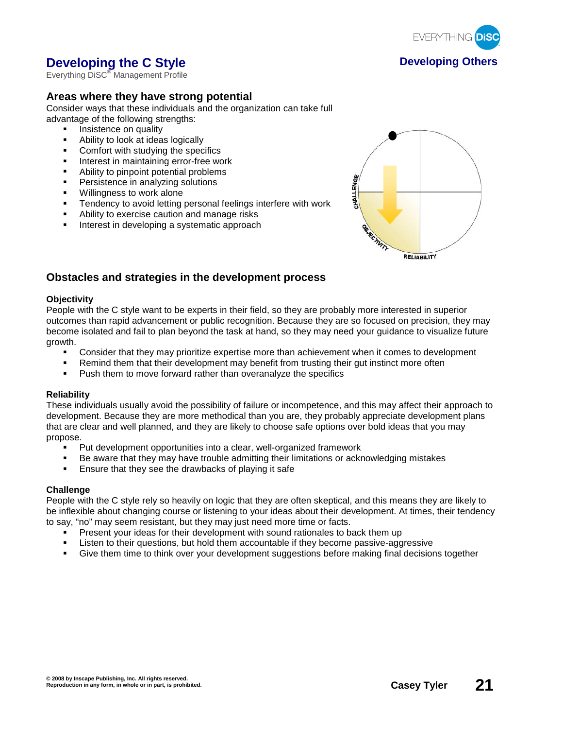# Developing the C Style

Everything DiSC® Management Profile

Developing Others

## Areas where they have strong potential

Consider ways that these individuals and the organization can take full advantage of the following strengths:

- Insistence on quality
- Ability to look at ideas logically
- Comfort with studying the specifics
- Interest in maintaining error-free work
- Ability to pinpoint potential problems
- Persistence in analyzing solutions
- Willingness to work alone
- Tendency to avoid letting personal feelings interfere with work
- Ability to exercise caution and manage risks
- Interest in developing a systematic approach

CHALLENGE

OBJECTIVITY

RELIABILITY

## Obstacles and strategies in the development process

### Objectivity

People with the C style want to be experts in their field, so they are probably more interested in superior outcomes than rapid advancement or public recognition. Because they are so focused on precision, they may become isolated and fail to plan beyond the task at hand, so they may need your guidance to visualize future growth.

- Consider that they may prioritize expertise more than achievement when it comes to development
- Remind them that their development may benefit from trusting their gut instinct more often
- Push them to move forward rather than overanalyze the specifics

### Reliability

These individuals usually avoid the possibility of failure or incompetence, and this may affect their approach to development. Because they are more methodical than you are, they probably appreciate development plans that are clear and well planned, and they are likely to choose safe options over bold ideas that you may propose.

- Put development opportunities into a clear, well-organized framework
- Be aware that they may have trouble admitting their limitations or acknowledging mistakes
- Ensure that they see the drawbacks of playing it safe

### Challenge

People with the C style rely so heavily on logic that they are often skeptical, and this means they are likely to be inflexible about changing course or listening to your ideas about their development. At times, their tendency to say, "no" may seem resistant, but they may just need more time or facts.

- Present your ideas for their development with sound rationales to back them up
- Listen to their questions, but hold them accountable if they become passive-aggressive
- Give them time to think over your development suggestions before making final decisions together

© 2008 by Inscape Publishing, Inc. All rights reserved.
Reproduction in any form, in whole or in part, is prohibited.

Casey Tyler